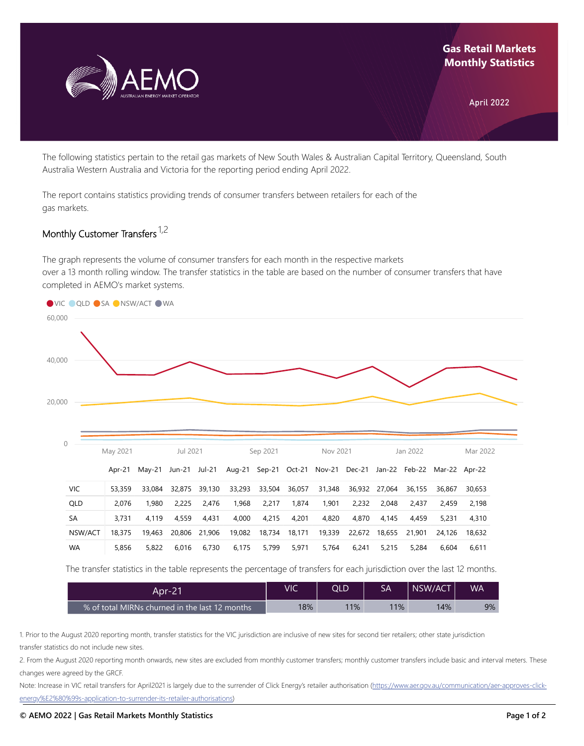# Gas Retail Markets Monthly Statistics

April 2022

The following statistics pertain to the retail gas markets of New South Wales & Australian Capital Territory, Queensland, South Australia Western Australia and Victoria for the reporting period ending April 2022.

The report contains statistics providing trends of consumer transfers between retailers for each of the gas markets.

## Monthly Customer Transfers [1,2]

The graph represents the volume of consumer transfers for each month in the respective markets over a 13 month rolling window. The transfer statistics in the table are based on the number of consumer transfers that have completed in AEMO's market systems.

| | Apr-21 | May-21 | Jun-21 | Jul-21 | Aug-21 | Sep-21 | Oct-21 | Nov-21 | Dec-21 | Jan-22 | Feb-22 | Mar-22 | Apr-22 |
|---|---|---|---|---|---|---|---|---|---|---|---|---|---|
| VIC | 53,359 | 33,084 | 32,875 | 39,130 | 33,293 | 33,504 | 36,057 | 31,348 | 36,932 | 27,064 | 36,155 | 36,867 | 30,653 |
| QLD | 2,076 | 1,980 | 2,225 | 2,476 | 1,968 | 2,217 | 1,874 | 1,901 | 2,232 | 2,048 | 2,437 | 2,459 | 2,198 |
| SA | 3,731 | 4,119 | 4,559 | 4,431 | 4,000 | 4,215 | 4,201 | 4,820 | 4,870 | 4,145 | 4,459 | 5,231 | 4,310 |
| NSW/ACT | 18,375 | 19,463 | 20,806 | 21,906 | 19,082 | 18,734 | 18,171 | 19,339 | 22,672 | 18,655 | 21,901 | 24,126 | 18,632 |
| WA | 5,856 | 5,822 | 6,016 | 6,730 | 6,175 | 5,799 | 5,971 | 5,764 | 6,241 | 5,215 | 5,284 | 6,604 | 6,611 |

The transfer statistics in the table represents the percentage of transfers for each jurisdiction over the last 12 months.

| Apr-21 | VIC | QLD | SA | NSW/ACT | WA |
|---|---|---|---|---|---|
| % of total MIRNs churned in the last 12 months | 18% | 11% | 11% | 14% | 9% |

1. Prior to the August 2020 reporting month, transfer statistics for the VIC jurisdiction are inclusive of new sites for second tier retailers; other state jurisdiction transfer statistics do not include new sites.

2. From the August 2020 reporting month onwards, new sites are excluded from monthly customer transfers; monthly customer transfers include basic and interval meters. These changes were agreed by the GRCF.

Note: Increase in VIC retail transfers for April2021 is largely due to the surrender of Click Energy's retailer authorisation (https://www.aer.gov.au/communication/aer-approves-click-energy%E2%80%99s-application-to-surrender-its-retailer-authorisations)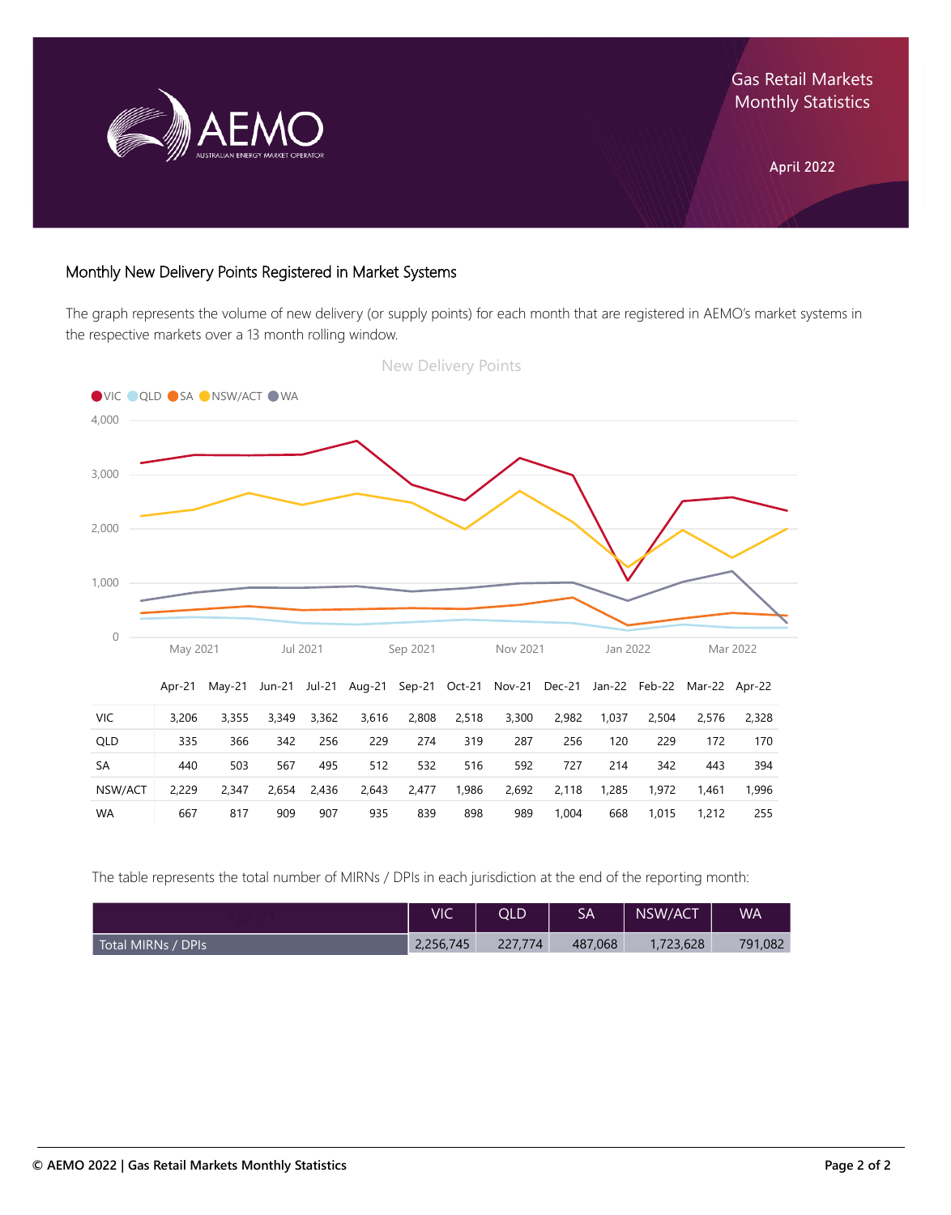Gas Retail Markets Monthly Statistics

April 2022

## Monthly New Delivery Points Registered in Market Systems

The graph represents the volume of new delivery (or supply points) for each month that are registered in AEMO's market systems in the respective markets over a 13 month rolling window.

New Delivery Points

VIC QLD SA NSW/ACT WA

4,000
3,000
2,000
1,000
0

May 2021 Jul 2021 Sep 2021 Nov 2021 Jan 2022 Mar 2022

| | Apr-21 | May-21 | Jun-21 | Jul-21 | Aug-21 | Sep-21 | Oct-21 | Nov-21 | Dec-21 | Jan-22 | Feb-22 | Mar-22 | Apr-22 |
|---|---|---|---|---|---|---|---|---|---|---|---|---|---|
| VIC | 3,206 | 3,355 | 3,349 | 3,362 | 3,616 | 2,808 | 2,518 | 3,300 | 2,982 | 1,037 | 2,504 | 2,576 | 2,328 |
| QLD | 335 | 366 | 342 | 256 | 229 | 274 | 319 | 287 | 256 | 120 | 229 | 172 | 170 |
| SA | 440 | 503 | 567 | 495 | 512 | 532 | 516 | 592 | 727 | 214 | 342 | 443 | 394 |
| NSW/ACT | 2,229 | 2,347 | 2,654 | 2,436 | 2,643 | 2,477 | 1,986 | 2,692 | 2,118 | 1,285 | 1,972 | 1,461 | 1,996 |
| WA | 667 | 817 | 909 | 907 | 935 | 839 | 898 | 989 | 1,004 | 668 | 1,015 | 1,212 | 255 |

The table represents the total number of MIRNs / DPIs in each jurisdiction at the end of the reporting month:

| Apr-22 | VIC | QLD | SA | NSW/ACT | WA |
|---|---|---|---|---|---|
| Total MIRNs / DPIs | 2,256,745 | 227,774 | 487,068 | 1,723,628 | 791,082 |